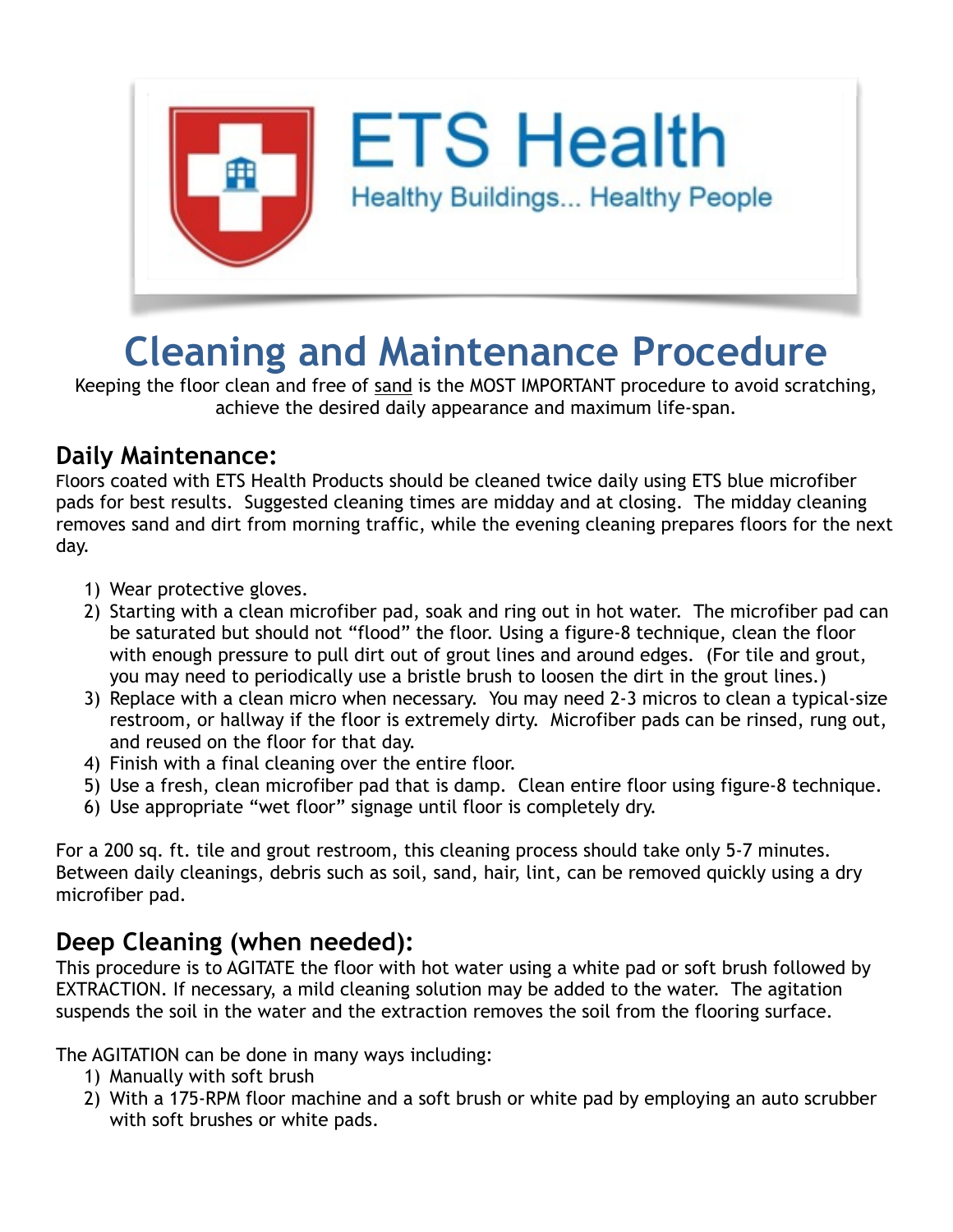ETS Health

Healthy Buildings... Healthy People

# Cleaning and Maintenance Procedure

Keeping the floor clean and free of sand is the MOST IMPORTANT procedure to avoid scratching, achieve the desired daily appearance and maximum life-span.

## Daily Maintenance:

Floors coated with ETS Health Products should be cleaned twice daily using ETS blue microfiber pads for best results. Suggested cleaning times are midday and at closing. The midday cleaning removes sand and dirt from morning traffic, while the evening cleaning prepares floors for the next day.

1) Wear protective gloves.
2) Starting with a clean microfiber pad, soak and ring out in hot water. The microfiber pad can be saturated but should not "flood" the floor. Using a figure-8 technique, clean the floor with enough pressure to pull dirt out of grout lines and around edges. (For tile and grout, you may need to periodically use a bristle brush to loosen the dirt in the grout lines.)
3) Replace with a clean micro when necessary. You may need 2-3 micros to clean a typical-size restroom, or hallway if the floor is extremely dirty. Microfiber pads can be rinsed, rung out, and reused on the floor for that day.
4) Finish with a final cleaning over the entire floor.
5) Use a fresh, clean microfiber pad that is damp. Clean entire floor using figure-8 technique.
6) Use appropriate "wet floor" signage until floor is completely dry.

For a 200 sq. ft. tile and grout restroom, this cleaning process should take only 5-7 minutes. Between daily cleanings, debris such as soil, sand, hair, lint, can be removed quickly using a dry microfiber pad.

## Deep Cleaning (when needed):

This procedure is to AGITATE the floor with hot water using a white pad or soft brush followed by EXTRACTION. If necessary, a mild cleaning solution may be added to the water. The agitation suspends the soil in the water and the extraction removes the soil from the flooring surface.

The AGITATION can be done in many ways including:

1) Manually with soft brush
2) With a 175-RPM floor machine and a soft brush or white pad by employing an auto scrubber with soft brushes or white pads.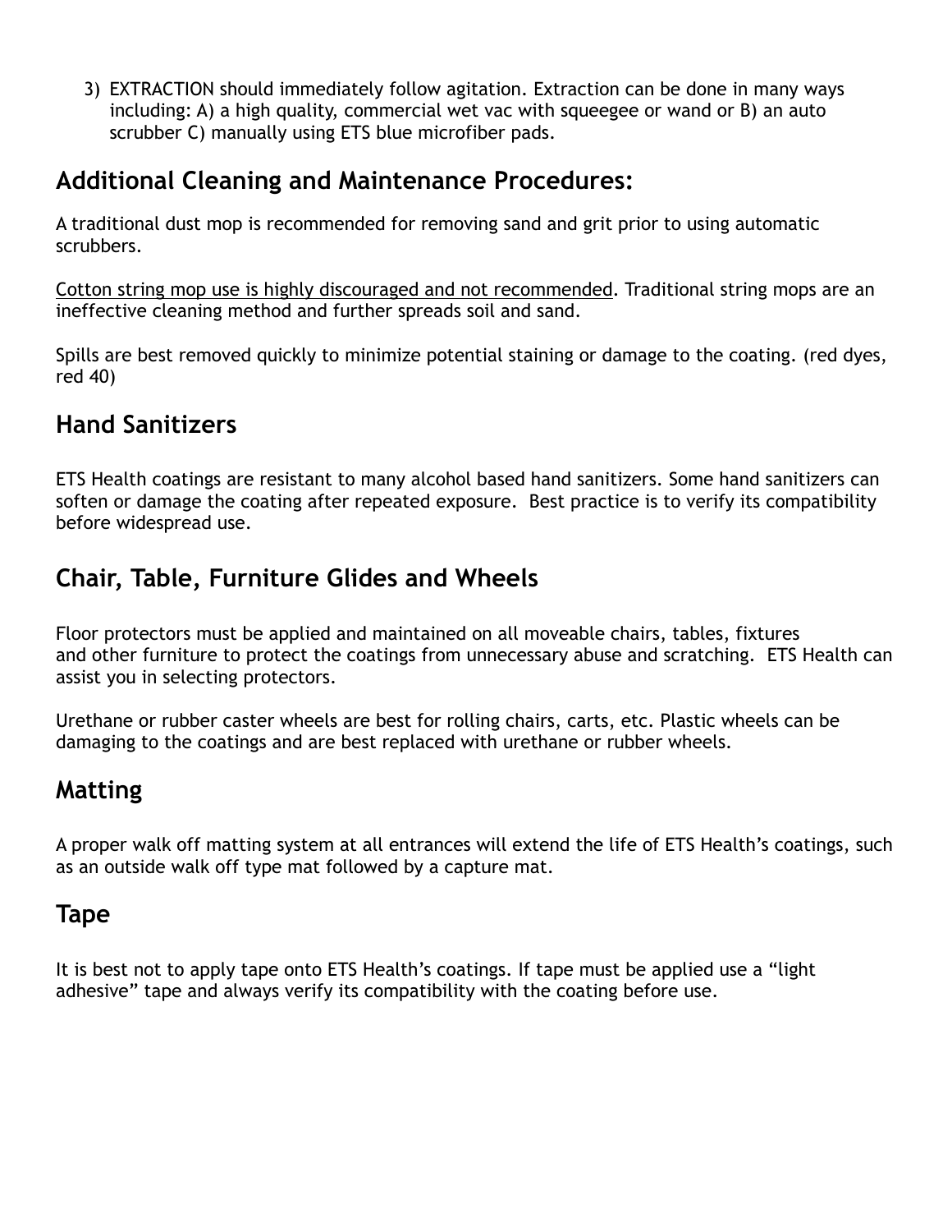3) EXTRACTION should immediately follow agitation. Extraction can be done in many ways including: A) a high quality, commercial wet vac with squeegee or wand or B) an auto scrubber C) manually using ETS blue microfiber pads.

## Additional Cleaning and Maintenance Procedures:

A traditional dust mop is recommended for removing sand and grit prior to using automatic scrubbers.

<u>Cotton string mop use is highly discouraged and not recommended</u>. Traditional string mops are an ineffective cleaning method and further spreads soil and sand.

Spills are best removed quickly to minimize potential staining or damage to the coating. (red dyes, red 40)

## Hand Sanitizers

ETS Health coatings are resistant to many alcohol based hand sanitizers. Some hand sanitizers can soften or damage the coating after repeated exposure. Best practice is to verify its compatibility before widespread use.

## Chair, Table, Furniture Glides and Wheels

Floor protectors must be applied and maintained on all moveable chairs, tables, fixtures and other furniture to protect the coatings from unnecessary abuse and scratching. ETS Health can assist you in selecting protectors.

Urethane or rubber caster wheels are best for rolling chairs, carts, etc. Plastic wheels can be damaging to the coatings and are best replaced with urethane or rubber wheels.

## Matting

A proper walk off matting system at all entrances will extend the life of ETS Health's coatings, such as an outside walk off type mat followed by a capture mat.

## Tape

It is best not to apply tape onto ETS Health's coatings. If tape must be applied use a "light adhesive" tape and always verify its compatibility with the coating before use.